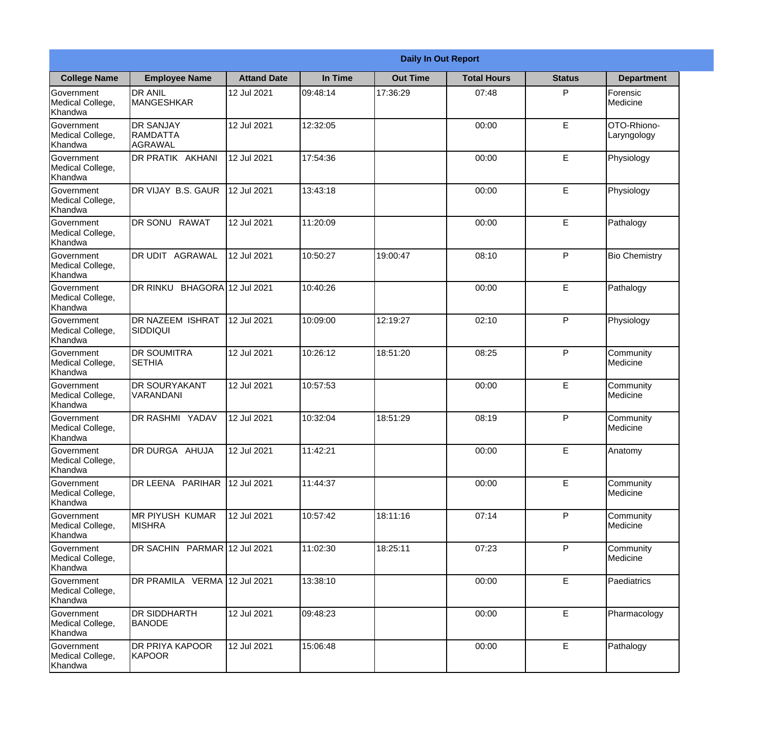| Daily In Out Report | | | | | | | |
|---|---|---|---|---|---|---|---|
| **College Name** | **Employee Name** | **Attand Date** | **In Time** | **Out Time** | **Total Hours** | **Status** | **Department** |
| Government Medical College, Khandwa | DR ANIL MANGESHKAR | 12 Jul 2021 | 09:48:14 | 17:36:29 | 07:48 | P | Forensic Medicine |
| Government Medical College, Khandwa | DR SANJAY RAMDATTA AGRAWAL | 12 Jul 2021 | 12:32:05 | | 00:00 | E | OTO-Rhiono-Laryngology |
| Government Medical College, Khandwa | DR PRATIK AKHANI | 12 Jul 2021 | 17:54:36 | | 00:00 | E | Physiology |
| Government Medical College, Khandwa | DR VIJAY B.S. GAUR | 12 Jul 2021 | 13:43:18 | | 00:00 | E | Physiology |
| Government Medical College, Khandwa | DR SONU RAWAT | 12 Jul 2021 | 11:20:09 | | 00:00 | E | Pathalogy |
| Government Medical College, Khandwa | DR UDIT AGRAWAL | 12 Jul 2021 | 10:50:27 | 19:00:47 | 08:10 | P | Bio Chemistry |
| Government Medical College, Khandwa | DR RINKU BHAGORA | 12 Jul 2021 | 10:40:26 | | 00:00 | E | Pathalogy |
| Government Medical College, Khandwa | DR NAZEEM ISHRAT SIDDIQUI | 12 Jul 2021 | 10:09:00 | 12:19:27 | 02:10 | P | Physiology |
| Government Medical College, Khandwa | DR SOUMITRA SETHIA | 12 Jul 2021 | 10:26:12 | 18:51:20 | 08:25 | P | Community Medicine |
| Government Medical College, Khandwa | DR SOURYAKANT VARANDANI | 12 Jul 2021 | 10:57:53 | | 00:00 | E | Community Medicine |
| Government Medical College, Khandwa | DR RASHMI YADAV | 12 Jul 2021 | 10:32:04 | 18:51:29 | 08:19 | P | Community Medicine |
| Government Medical College, Khandwa | DR DURGA AHUJA | 12 Jul 2021 | 11:42:21 | | 00:00 | E | Anatomy |
| Government Medical College, Khandwa | DR LEENA PARIHAR | 12 Jul 2021 | 11:44:37 | | 00:00 | E | Community Medicine |
| Government Medical College, Khandwa | MR PIYUSH KUMAR MISHRA | 12 Jul 2021 | 10:57:42 | 18:11:16 | 07:14 | P | Community Medicine |
| Government Medical College, Khandwa | DR SACHIN PARMAR | 12 Jul 2021 | 11:02:30 | 18:25:11 | 07:23 | P | Community Medicine |
| Government Medical College, Khandwa | DR PRAMILA VERMA | 12 Jul 2021 | 13:38:10 | | 00:00 | E | Paediatrics |
| Government Medical College, Khandwa | DR SIDDHARTH BANODE | 12 Jul 2021 | 09:48:23 | | 00:00 | E | Pharmacology |
| Government Medical College, Khandwa | DR PRIYA KAPOOR KAPOOR | 12 Jul 2021 | 15:06:48 | | 00:00 | E | Pathalogy |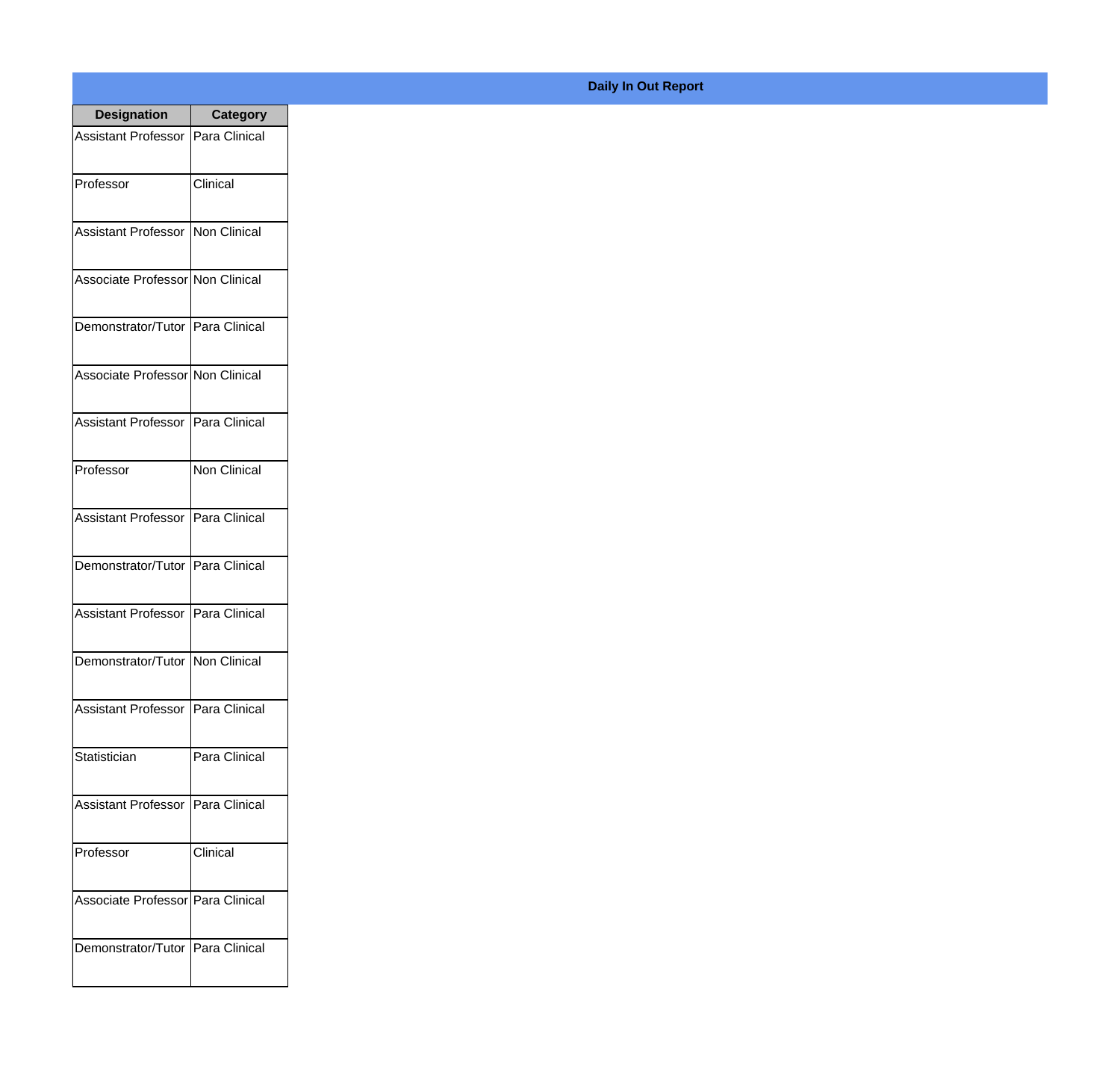**Daily In Out Report**

| Designation | Category |
|---|---|
| Assistant Professor | Para Clinical |
| Professor | Clinical |
| Assistant Professor | Non Clinical |
| Associate Professor | Non Clinical |
| Demonstrator/Tutor | Para Clinical |
| Associate Professor | Non Clinical |
| Assistant Professor | Para Clinical |
| Professor | Non Clinical |
| Assistant Professor | Para Clinical |
| Demonstrator/Tutor | Para Clinical |
| Assistant Professor | Para Clinical |
| Demonstrator/Tutor | Non Clinical |
| Assistant Professor | Para Clinical |
| Statistician | Para Clinical |
| Assistant Professor | Para Clinical |
| Professor | Clinical |
| Associate Professor | Para Clinical |
| Demonstrator/Tutor | Para Clinical |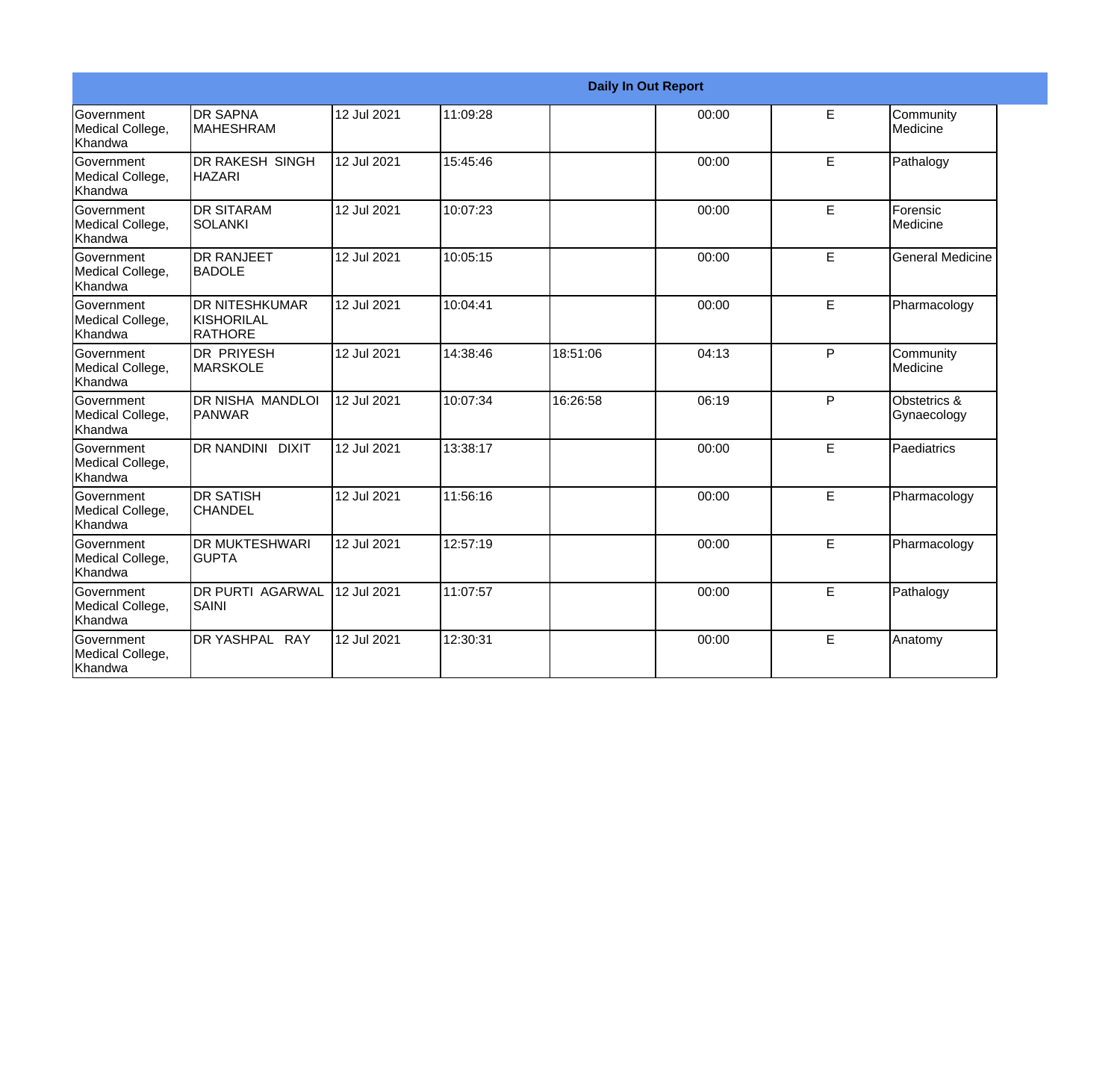| Daily In Out Report | | | | | | | |
|---|---|---|---|---|---|---|---|
| Government Medical College, Khandwa | DR SAPNA MAHESHRAM | 12 Jul 2021 | 11:09:28 | | 00:00 | E | Community Medicine |
| Government Medical College, Khandwa | DR RAKESH SINGH HAZARI | 12 Jul 2021 | 15:45:46 | | 00:00 | E | Pathalogy |
| Government Medical College, Khandwa | DR SITARAM SOLANKI | 12 Jul 2021 | 10:07:23 | | 00:00 | E | Forensic Medicine |
| Government Medical College, Khandwa | DR RANJEET BADOLE | 12 Jul 2021 | 10:05:15 | | 00:00 | E | General Medicine |
| Government Medical College, Khandwa | DR NITESHKUMAR KISHORILAL RATHORE | 12 Jul 2021 | 10:04:41 | | 00:00 | E | Pharmacology |
| Government Medical College, Khandwa | DR PRIYESH MARSKOLE | 12 Jul 2021 | 14:38:46 | 18:51:06 | 04:13 | P | Community Medicine |
| Government Medical College, Khandwa | DR NISHA MANDLOI PANWAR | 12 Jul 2021 | 10:07:34 | 16:26:58 | 06:19 | P | Obstetrics & Gynaecology |
| Government Medical College, Khandwa | DR NANDINI DIXIT | 12 Jul 2021 | 13:38:17 | | 00:00 | E | Paediatrics |
| Government Medical College, Khandwa | DR SATISH CHANDEL | 12 Jul 2021 | 11:56:16 | | 00:00 | E | Pharmacology |
| Government Medical College, Khandwa | DR MUKTESHWARI GUPTA | 12 Jul 2021 | 12:57:19 | | 00:00 | E | Pharmacology |
| Government Medical College, Khandwa | DR PURTI AGARWAL SAINI | 12 Jul 2021 | 11:07:57 | | 00:00 | E | Pathalogy |
| Government Medical College, Khandwa | DR YASHPAL RAY | 12 Jul 2021 | 12:30:31 | | 00:00 | E | Anatomy |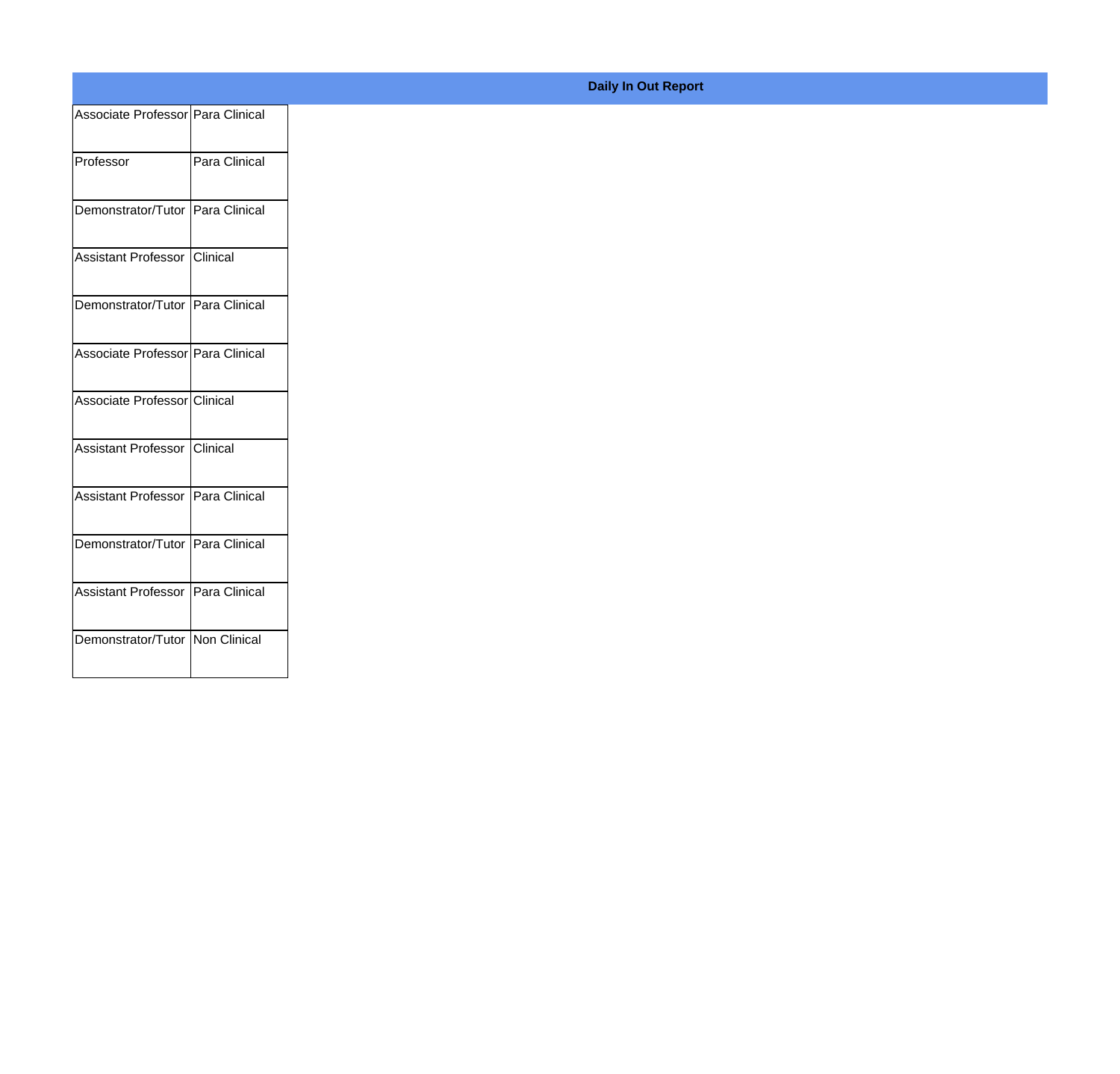**Daily In Out Report**

| | |
|---|---|
| Associate Professor | Para Clinical |
| Professor | Para Clinical |
| Demonstrator/Tutor | Para Clinical |
| Assistant Professor | Clinical |
| Demonstrator/Tutor | Para Clinical |
| Associate Professor | Para Clinical |
| Associate Professor | Clinical |
| Assistant Professor | Clinical |
| Assistant Professor | Para Clinical |
| Demonstrator/Tutor | Para Clinical |
| Assistant Professor | Para Clinical |
| Demonstrator/Tutor | Non Clinical |